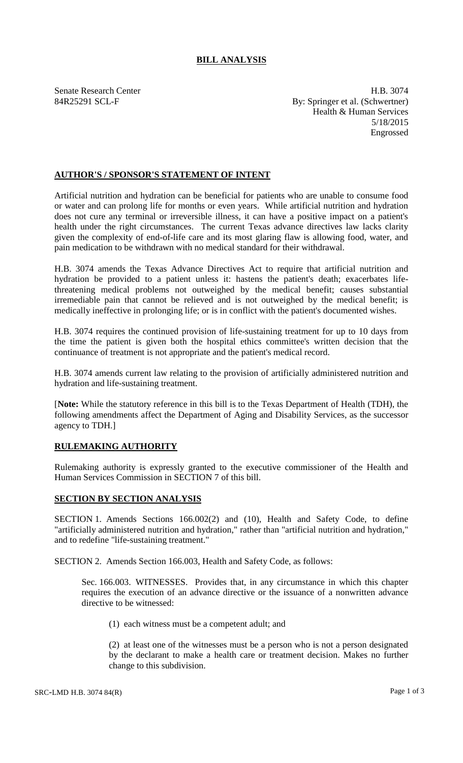# BILL ANALYSIS

Senate Research Center
84R25291 SCL-F

H.B. 3074
By: Springer et al. (Schwertner)
Health & Human Services
5/18/2015
Engrossed

## AUTHOR'S / SPONSOR'S STATEMENT OF INTENT

Artificial nutrition and hydration can be beneficial for patients who are unable to consume food or water and can prolong life for months or even years. While artificial nutrition and hydration does not cure any terminal or irreversible illness, it can have a positive impact on a patient's health under the right circumstances. The current Texas advance directives law lacks clarity given the complexity of end-of-life care and its most glaring flaw is allowing food, water, and pain medication to be withdrawn with no medical standard for their withdrawal.

H.B. 3074 amends the Texas Advance Directives Act to require that artificial nutrition and hydration be provided to a patient unless it: hastens the patient's death; exacerbates life-threatening medical problems not outweighed by the medical benefit; causes substantial irremediable pain that cannot be relieved and is not outweighed by the medical benefit; is medically ineffective in prolonging life; or is in conflict with the patient's documented wishes.

H.B. 3074 requires the continued provision of life-sustaining treatment for up to 10 days from the time the patient is given both the hospital ethics committee's written decision that the continuance of treatment is not appropriate and the patient's medical record.

H.B. 3074 amends current law relating to the provision of artificially administered nutrition and hydration and life-sustaining treatment.

[**Note:** While the statutory reference in this bill is to the Texas Department of Health (TDH), the following amendments affect the Department of Aging and Disability Services, as the successor agency to TDH.]

## RULEMAKING AUTHORITY

Rulemaking authority is expressly granted to the executive commissioner of the Health and Human Services Commission in SECTION 7 of this bill.

## SECTION BY SECTION ANALYSIS

SECTION 1. Amends Sections 166.002(2) and (10), Health and Safety Code, to define "artificially administered nutrition and hydration," rather than "artificial nutrition and hydration," and to redefine "life-sustaining treatment."

SECTION 2. Amends Section 166.003, Health and Safety Code, as follows:

Sec. 166.003. WITNESSES. Provides that, in any circumstance in which this chapter requires the execution of an advance directive or the issuance of a nonwritten advance directive to be witnessed:

(1) each witness must be a competent adult; and

(2) at least one of the witnesses must be a person who is not a person designated by the declarant to make a health care or treatment decision. Makes no further change to this subdivision.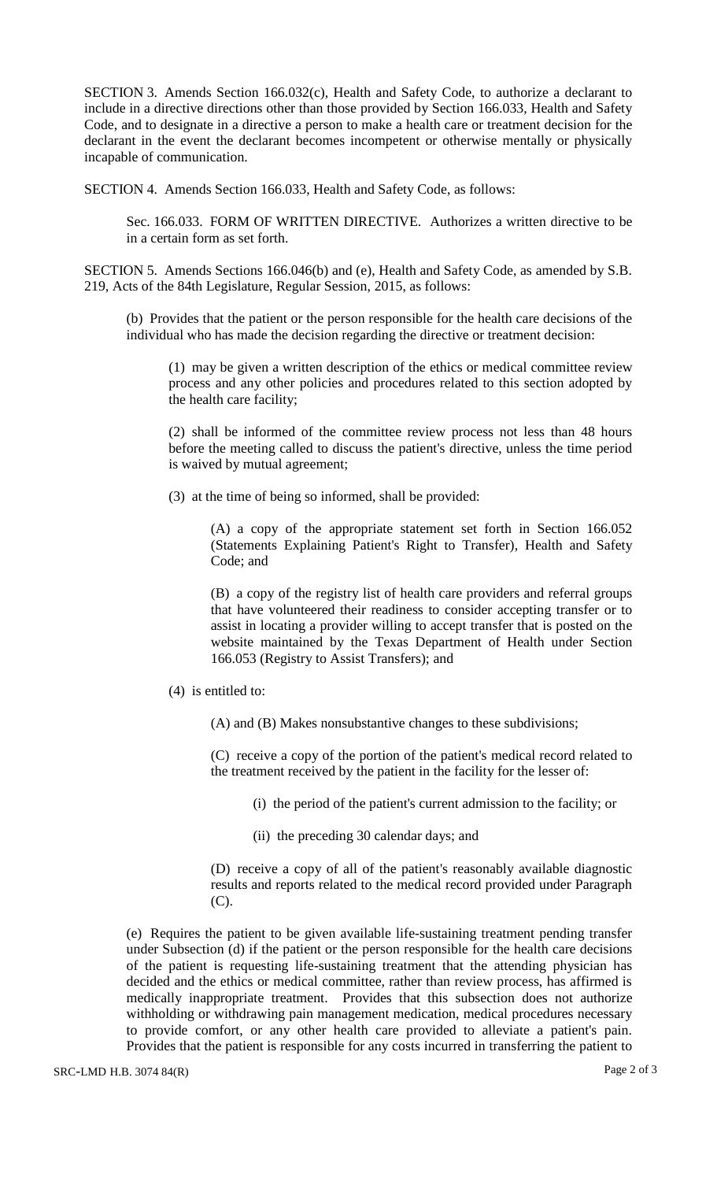SECTION 3. Amends Section 166.032(c), Health and Safety Code, to authorize a declarant to include in a directive directions other than those provided by Section 166.033, Health and Safety Code, and to designate in a directive a person to make a health care or treatment decision for the declarant in the event the declarant becomes incompetent or otherwise mentally or physically incapable of communication.

SECTION 4. Amends Section 166.033, Health and Safety Code, as follows:

Sec. 166.033. FORM OF WRITTEN DIRECTIVE. Authorizes a written directive to be in a certain form as set forth.

SECTION 5. Amends Sections 166.046(b) and (e), Health and Safety Code, as amended by S.B. 219, Acts of the 84th Legislature, Regular Session, 2015, as follows:

(b) Provides that the patient or the person responsible for the health care decisions of the individual who has made the decision regarding the directive or treatment decision:

(1) may be given a written description of the ethics or medical committee review process and any other policies and procedures related to this section adopted by the health care facility;

(2) shall be informed of the committee review process not less than 48 hours before the meeting called to discuss the patient's directive, unless the time period is waived by mutual agreement;

(3) at the time of being so informed, shall be provided:

(A) a copy of the appropriate statement set forth in Section 166.052 (Statements Explaining Patient's Right to Transfer), Health and Safety Code; and

(B) a copy of the registry list of health care providers and referral groups that have volunteered their readiness to consider accepting transfer or to assist in locating a provider willing to accept transfer that is posted on the website maintained by the Texas Department of Health under Section 166.053 (Registry to Assist Transfers); and

(4) is entitled to:

(A) and (B) Makes nonsubstantive changes to these subdivisions;

(C) receive a copy of the portion of the patient's medical record related to the treatment received by the patient in the facility for the lesser of:

(i) the period of the patient's current admission to the facility; or

(ii) the preceding 30 calendar days; and

(D) receive a copy of all of the patient's reasonably available diagnostic results and reports related to the medical record provided under Paragraph (C).

(e) Requires the patient to be given available life-sustaining treatment pending transfer under Subsection (d) if the patient or the person responsible for the health care decisions of the patient is requesting life-sustaining treatment that the attending physician has decided and the ethics or medical committee, rather than review process, has affirmed is medically inappropriate treatment. Provides that this subsection does not authorize withholding or withdrawing pain management medication, medical procedures necessary to provide comfort, or any other health care provided to alleviate a patient's pain. Provides that the patient is responsible for any costs incurred in transferring the patient to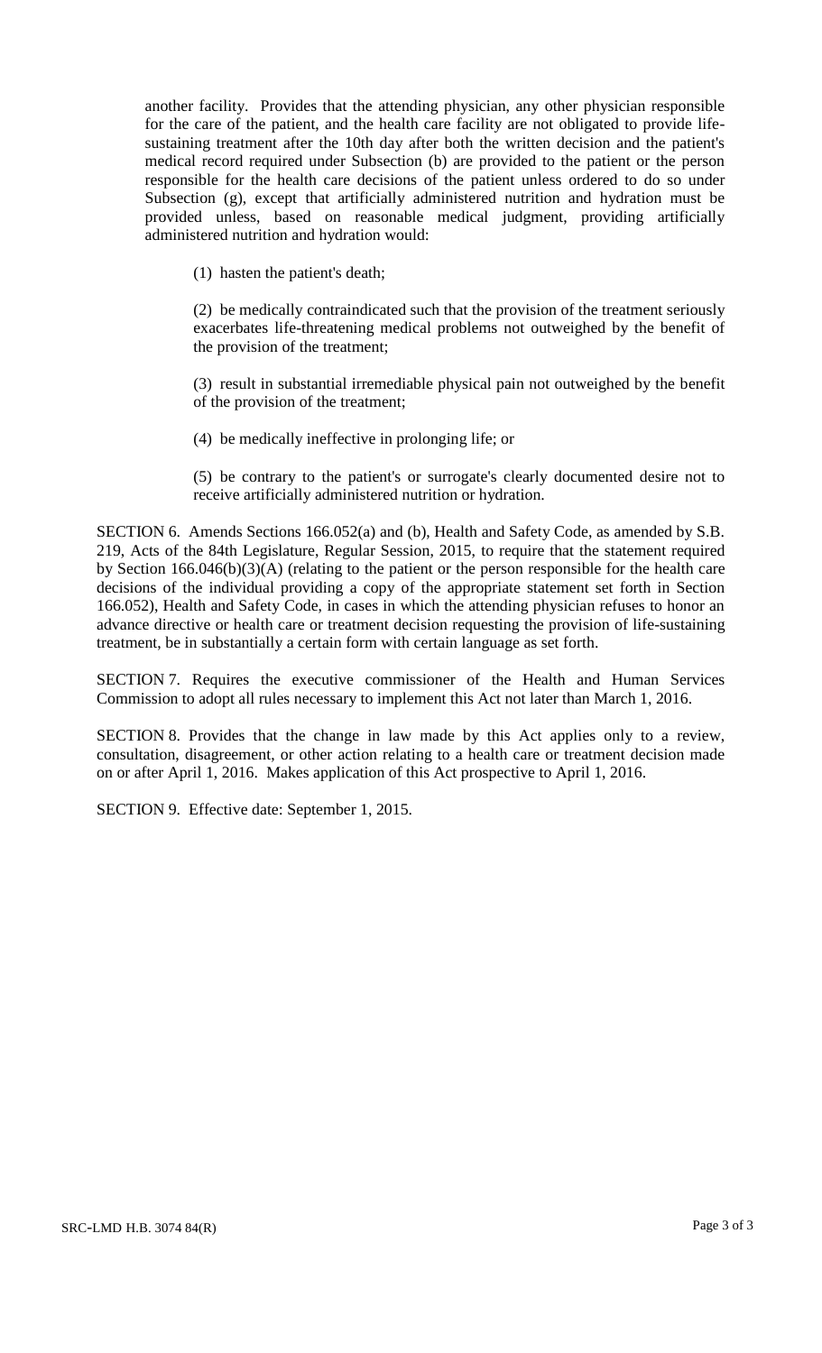another facility. Provides that the attending physician, any other physician responsible for the care of the patient, and the health care facility are not obligated to provide life-sustaining treatment after the 10th day after both the written decision and the patient's medical record required under Subsection (b) are provided to the patient or the person responsible for the health care decisions of the patient unless ordered to do so under Subsection (g), except that artificially administered nutrition and hydration must be provided unless, based on reasonable medical judgment, providing artificially administered nutrition and hydration would:

(1) hasten the patient's death;

(2) be medically contraindicated such that the provision of the treatment seriously exacerbates life-threatening medical problems not outweighed by the benefit of the provision of the treatment;

(3) result in substantial irremediable physical pain not outweighed by the benefit of the provision of the treatment;

(4) be medically ineffective in prolonging life; or

(5) be contrary to the patient's or surrogate's clearly documented desire not to receive artificially administered nutrition or hydration.

SECTION 6. Amends Sections 166.052(a) and (b), Health and Safety Code, as amended by S.B. 219, Acts of the 84th Legislature, Regular Session, 2015, to require that the statement required by Section 166.046(b)(3)(A) (relating to the patient or the person responsible for the health care decisions of the individual providing a copy of the appropriate statement set forth in Section 166.052), Health and Safety Code, in cases in which the attending physician refuses to honor an advance directive or health care or treatment decision requesting the provision of life-sustaining treatment, be in substantially a certain form with certain language as set forth.

SECTION 7. Requires the executive commissioner of the Health and Human Services Commission to adopt all rules necessary to implement this Act not later than March 1, 2016.

SECTION 8. Provides that the change in law made by this Act applies only to a review, consultation, disagreement, or other action relating to a health care or treatment decision made on or after April 1, 2016. Makes application of this Act prospective to April 1, 2016.

SECTION 9. Effective date: September 1, 2015.